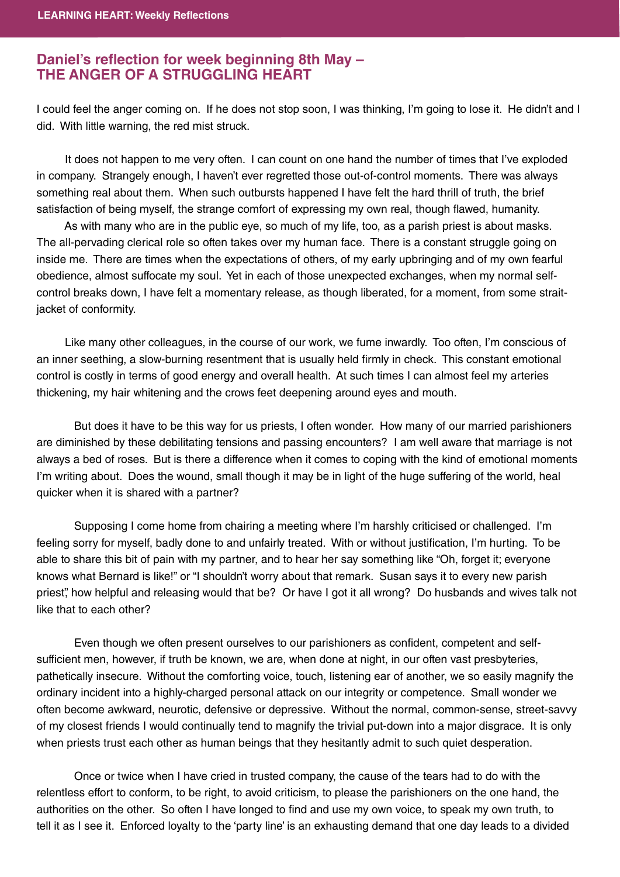## Daniel's reflection for week beginning 8th May – THE ANGER OF A STRUGGLING HEART

I could feel the anger coming on. If he does not stop soon, I was thinking, I'm going to lose it. He didn't and I did. With little warning, the red mist struck.

It does not happen to me very often. I can count on one hand the number of times that I've exploded in company. Strangely enough, I haven't ever regretted those out-of-control moments. There was always something real about them. When such outbursts happened I have felt the hard thrill of truth, the brief satisfaction of being myself, the strange comfort of expressing my own real, though flawed, humanity.

As with many who are in the public eye, so much of my life, too, as a parish priest is about masks. The all-pervading clerical role so often takes over my human face. There is a constant struggle going on inside me. There are times when the expectations of others, of my early upbringing and of my own fearful obedience, almost suffocate my soul. Yet in each of those unexpected exchanges, when my normal self-control breaks down, I have felt a momentary release, as though liberated, for a moment, from some strait-jacket of conformity.

Like many other colleagues, in the course of our work, we fume inwardly. Too often, I'm conscious of an inner seething, a slow-burning resentment that is usually held firmly in check. This constant emotional control is costly in terms of good energy and overall health. At such times I can almost feel my arteries thickening, my hair whitening and the crows feet deepening around eyes and mouth.

But does it have to be this way for us priests, I often wonder. How many of our married parishioners are diminished by these debilitating tensions and passing encounters? I am well aware that marriage is not always a bed of roses. But is there a difference when it comes to coping with the kind of emotional moments I'm writing about. Does the wound, small though it may be in light of the huge suffering of the world, heal quicker when it is shared with a partner?

Supposing I come home from chairing a meeting where I'm harshly criticised or challenged. I'm feeling sorry for myself, badly done to and unfairly treated. With or without justification, I'm hurting. To be able to share this bit of pain with my partner, and to hear her say something like "Oh, forget it; everyone knows what Bernard is like!" or "I shouldn't worry about that remark. Susan says it to every new parish priest", how helpful and releasing would that be? Or have I got it all wrong? Do husbands and wives talk not like that to each other?

Even though we often present ourselves to our parishioners as confident, competent and self-sufficient men, however, if truth be known, we are, when done at night, in our often vast presbyteries, pathetically insecure. Without the comforting voice, touch, listening ear of another, we so easily magnify the ordinary incident into a highly-charged personal attack on our integrity or competence. Small wonder we often become awkward, neurotic, defensive or depressive. Without the normal, common-sense, street-savvy of my closest friends I would continually tend to magnify the trivial put-down into a major disgrace. It is only when priests trust each other as human beings that they hesitantly admit to such quiet desperation.

Once or twice when I have cried in trusted company, the cause of the tears had to do with the relentless effort to conform, to be right, to avoid criticism, to please the parishioners on the one hand, the authorities on the other. So often I have longed to find and use my own voice, to speak my own truth, to tell it as I see it. Enforced loyalty to the 'party line' is an exhausting demand that one day leads to a divided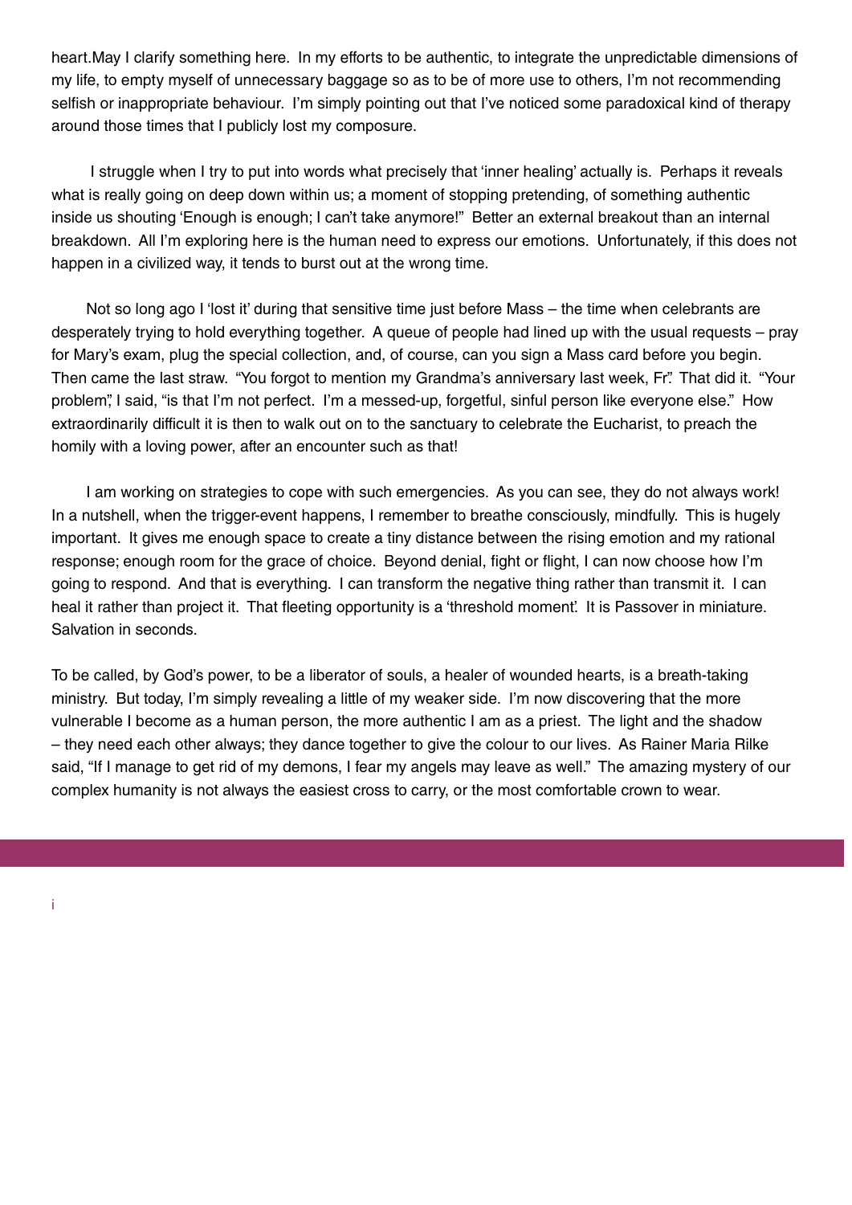heart.May I clarify something here. In my efforts to be authentic, to integrate the unpredictable dimensions of my life, to empty myself of unnecessary baggage so as to be of more use to others, I'm not recommending selfish or inappropriate behaviour. I'm simply pointing out that I've noticed some paradoxical kind of therapy around those times that I publicly lost my composure.

I struggle when I try to put into words what precisely that 'inner healing' actually is. Perhaps it reveals what is really going on deep down within us; a moment of stopping pretending, of something authentic inside us shouting 'Enough is enough; I can't take anymore!" Better an external breakout than an internal breakdown. All I'm exploring here is the human need to express our emotions. Unfortunately, if this does not happen in a civilized way, it tends to burst out at the wrong time.

Not so long ago I 'lost it' during that sensitive time just before Mass – the time when celebrants are desperately trying to hold everything together. A queue of people had lined up with the usual requests – pray for Mary's exam, plug the special collection, and, of course, can you sign a Mass card before you begin. Then came the last straw. "You forgot to mention my Grandma's anniversary last week, Fr". That did it. "Your problem", I said, "is that I'm not perfect. I'm a messed-up, forgetful, sinful person like everyone else." How extraordinarily difficult it is then to walk out on to the sanctuary to celebrate the Eucharist, to preach the homily with a loving power, after an encounter such as that!

I am working on strategies to cope with such emergencies. As you can see, they do not always work! In a nutshell, when the trigger-event happens, I remember to breathe consciously, mindfully. This is hugely important. It gives me enough space to create a tiny distance between the rising emotion and my rational response; enough room for the grace of choice. Beyond denial, fight or flight, I can now choose how I'm going to respond. And that is everything. I can transform the negative thing rather than transmit it. I can heal it rather than project it. That fleeting opportunity is a 'threshold moment'. It is Passover in miniature. Salvation in seconds.

To be called, by God's power, to be a liberator of souls, a healer of wounded hearts, is a breath-taking ministry. But today, I'm simply revealing a little of my weaker side. I'm now discovering that the more vulnerable I become as a human person, the more authentic I am as a priest. The light and the shadow – they need each other always; they dance together to give the colour to our lives. As Rainer Maria Rilke said, "If I manage to get rid of my demons, I fear my angels may leave as well." The amazing mystery of our complex humanity is not always the easiest cross to carry, or the most comfortable crown to wear.